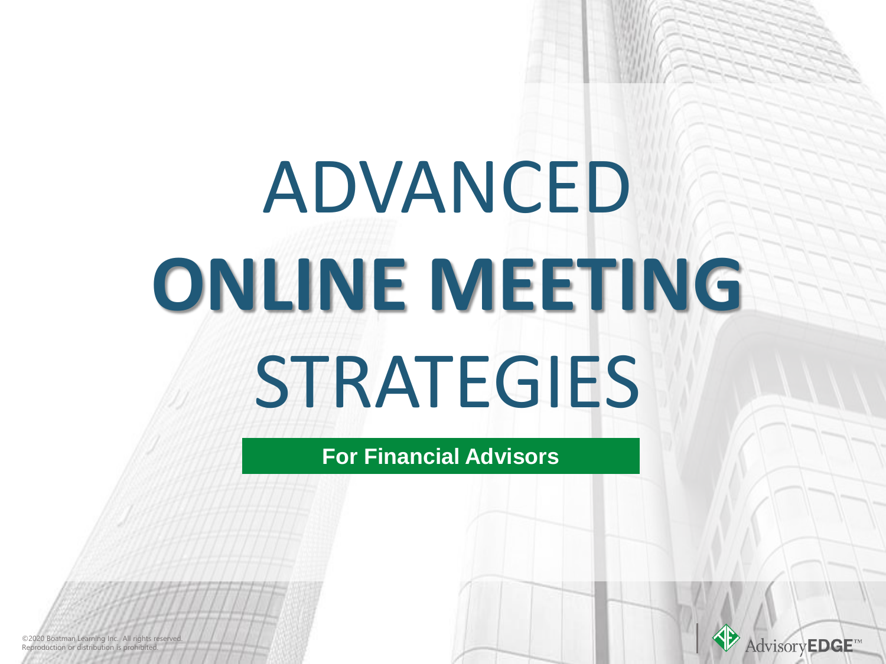# ADVANCED **ONLINE MEETING** STRATEGIES

**For Financial Advisors**

©2020 Boatman Learning Inc. All rights reserved.
Reproduction or distribution is prohibited.

AdvisoryEDGE™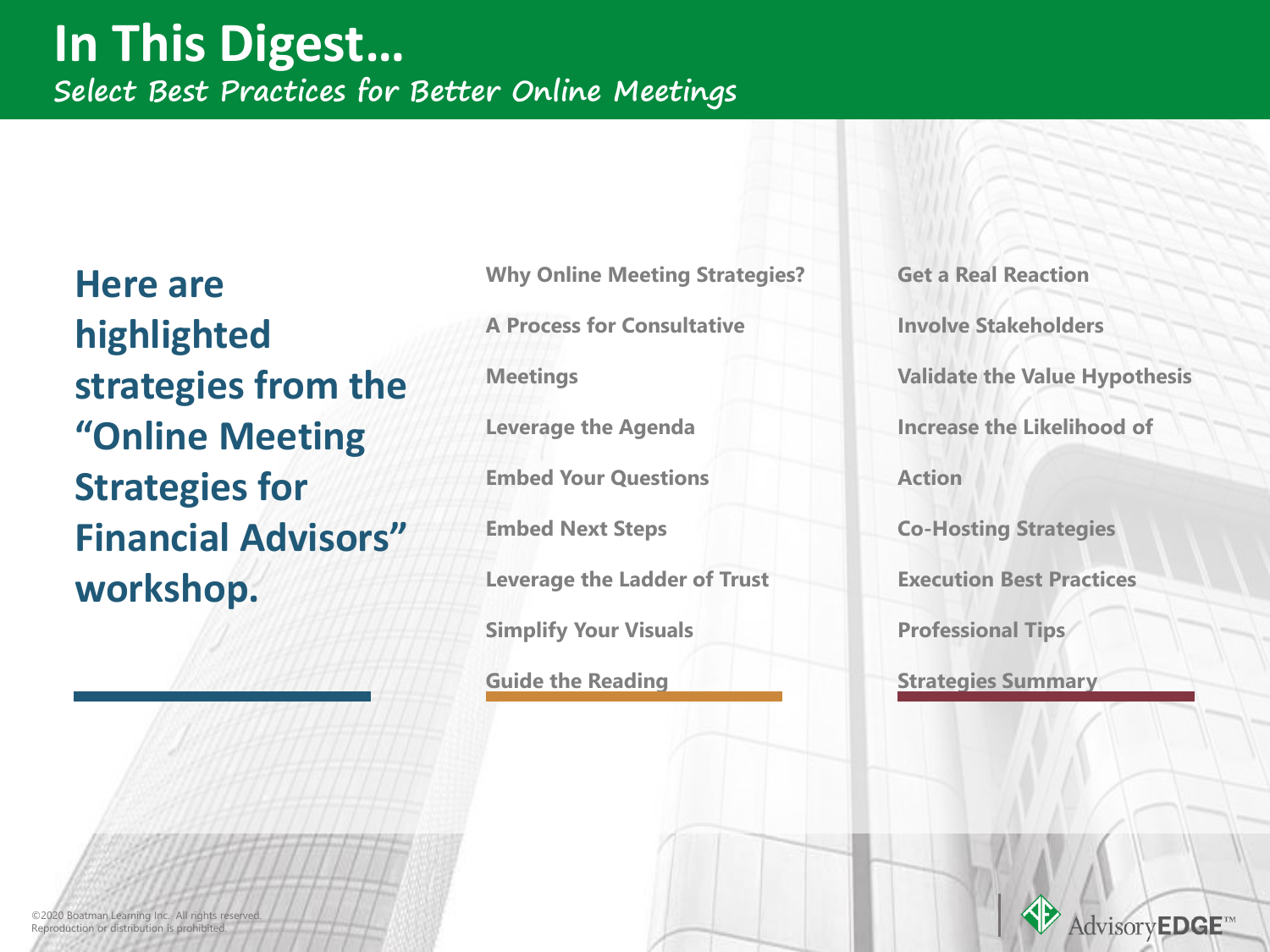# In This Digest…

## Select Best Practices for Better Online Meetings

**Here are highlighted strategies from the "Online Meeting Strategies for Financial Advisors" workshop.**

- **Why Online Meeting Strategies?**
- **A Process for Consultative Meetings**
- **Leverage the Agenda**
- **Embed Your Questions**
- **Embed Next Steps**
- **Leverage the Ladder of Trust**
- **Simplify Your Visuals**
- **Guide the Reading**

- **Get a Real Reaction**
- **Involve Stakeholders**
- **Validate the Value Hypothesis**
- **Increase the Likelihood of Action**
- **Co-Hosting Strategies**
- **Execution Best Practices**
- **Professional Tips**
- **Strategies Summary**

©2020 Boatman Learning Inc. All rights reserved. Reproduction or distribution is prohibited.

AdvisoryEDGE™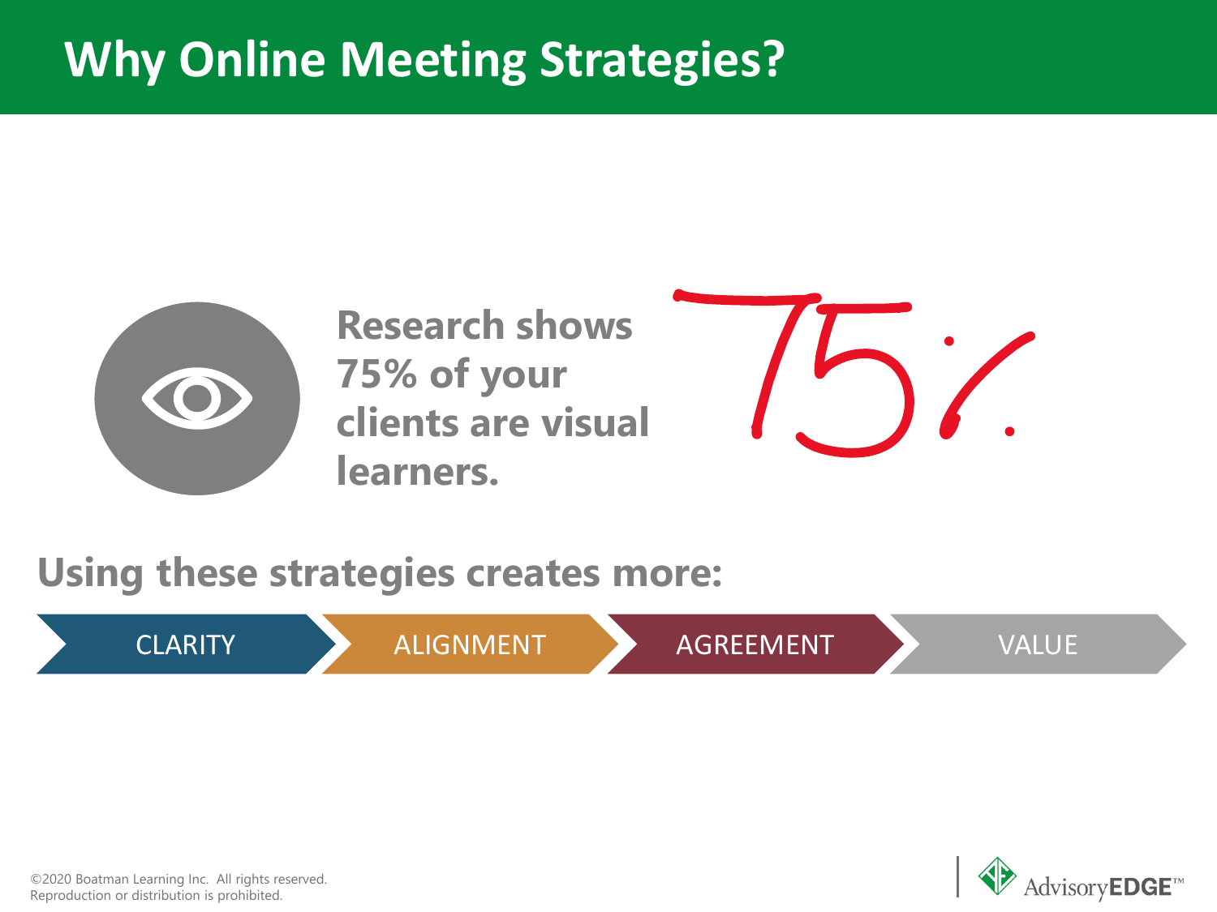# Why Online Meeting Strategies?

**Research shows 75% of your clients are visual learners.**

75%

**Using these strategies creates more:**

CLARITY → ALIGNMENT → AGREEMENT → VALUE

©2020 Boatman Learning Inc. All rights reserved.
Reproduction or distribution is prohibited.

AdvisoryEDGE™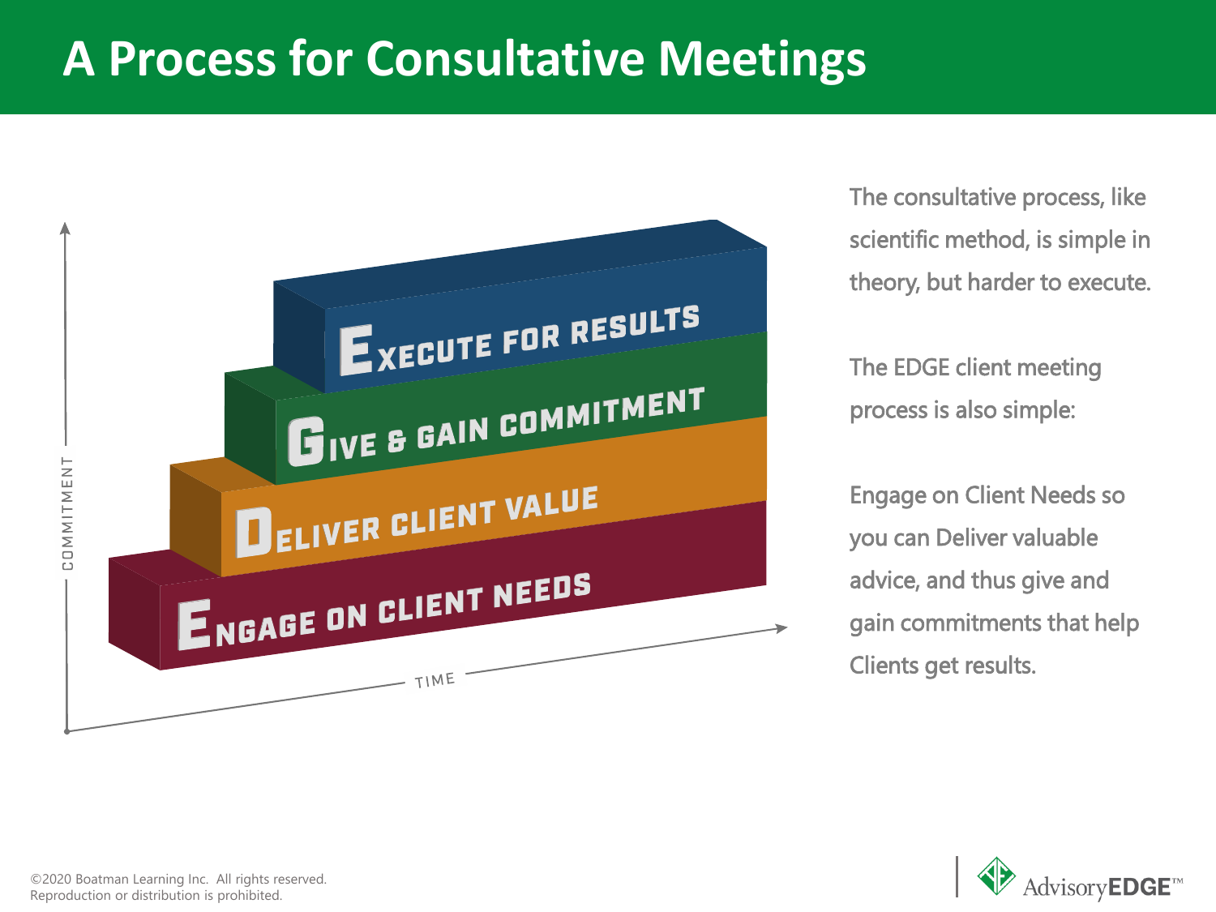# A Process for Consultative Meetings

Execute for Results

Give & Gain Commitment

Deliver Client Value

Engage on Client Needs

COMMITMENT

TIME

The consultative process, like scientific method, is simple in theory, but harder to execute.

The EDGE client meeting process is also simple:

Engage on Client Needs so you can Deliver valuable advice, and thus give and gain commitments that help Clients get results.

©2020 Boatman Learning Inc. All rights reserved.
Reproduction or distribution is prohibited.

AdvisoryEDGE™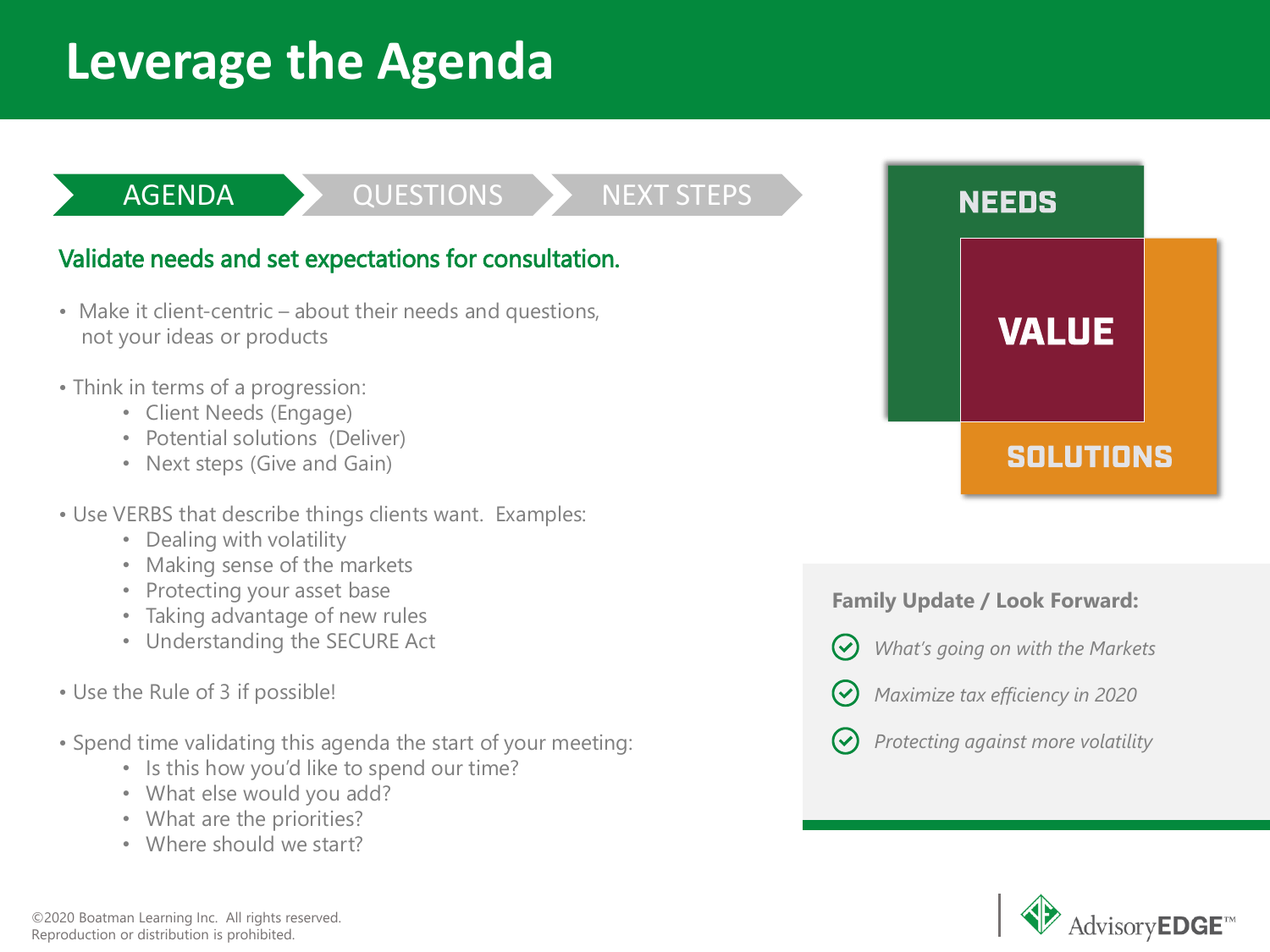# Leverage the Agenda

AGENDA → QUESTIONS → NEXT STEPS

## Validate needs and set expectations for consultation.

- Make it client-centric – about their needs and questions, not your ideas or products
- Think in terms of a progression:
  - Client Needs (Engage)
  - Potential solutions (Deliver)
  - Next steps (Give and Gain)
- Use VERBS that describe things clients want. Examples:
  - Dealing with volatility
  - Making sense of the markets
  - Protecting your asset base
  - Taking advantage of new rules
  - Understanding the SECURE Act
- Use the Rule of 3 if possible!
- Spend time validating this agenda the start of your meeting:
  - Is this how you'd like to spend our time?
  - What else would you add?
  - What are the priorities?
  - Where should we start?

NEEDS

VALUE

SOLUTIONS

**Family Update / Look Forward:**

- *What's going on with the Markets*
- *Maximize tax efficiency in 2020*
- *Protecting against more volatility*

©2020 Boatman Learning Inc. All rights reserved.
Reproduction or distribution is prohibited.

AdvisoryEDGE™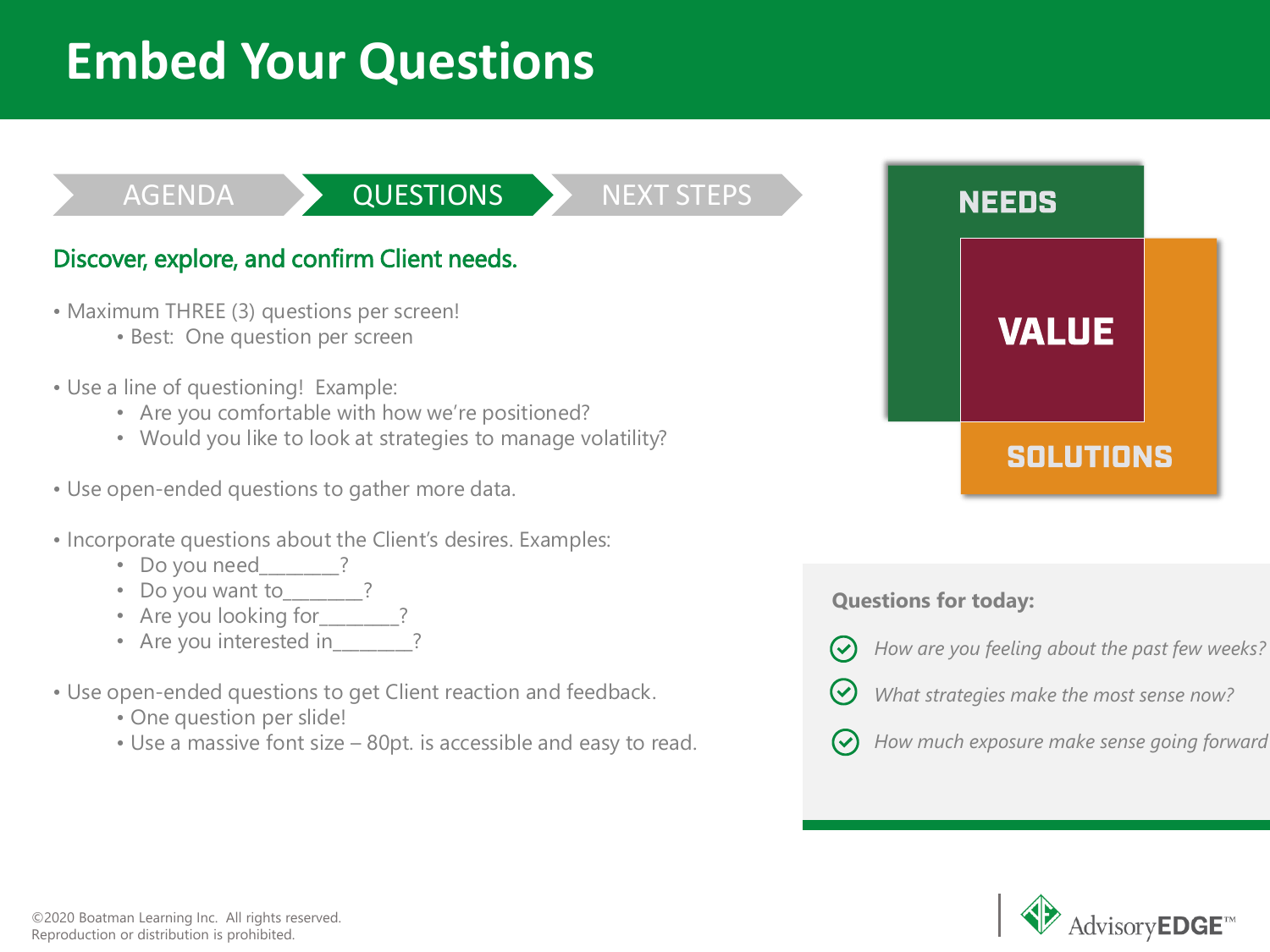# Embed Your Questions

AGENDA | **QUESTIONS** | NEXT STEPS

## Discover, explore, and confirm Client needs.

- Maximum THREE (3) questions per screen!
  - Best: One question per screen
- Use a line of questioning! Example:
  - Are you comfortable with how we're positioned?
  - Would you like to look at strategies to manage volatility?
- Use open-ended questions to gather more data.
- Incorporate questions about the Client's desires. Examples:
  - Do you need_______?
  - Do you want to_______?
  - Are you looking for_______?
  - Are you interested in_______?
- Use open-ended questions to get Client reaction and feedback.
  - One question per slide!
  - Use a massive font size – 80pt. is accessible and easy to read.

NEEDS

VALUE

SOLUTIONS

**Questions for today:**

- *How are you feeling about the past few weeks?*
- *What strategies make the most sense now?*
- *How much exposure make sense going forward*

©2020 Boatman Learning Inc. All rights reserved.
Reproduction or distribution is prohibited.

AdvisoryEDGE™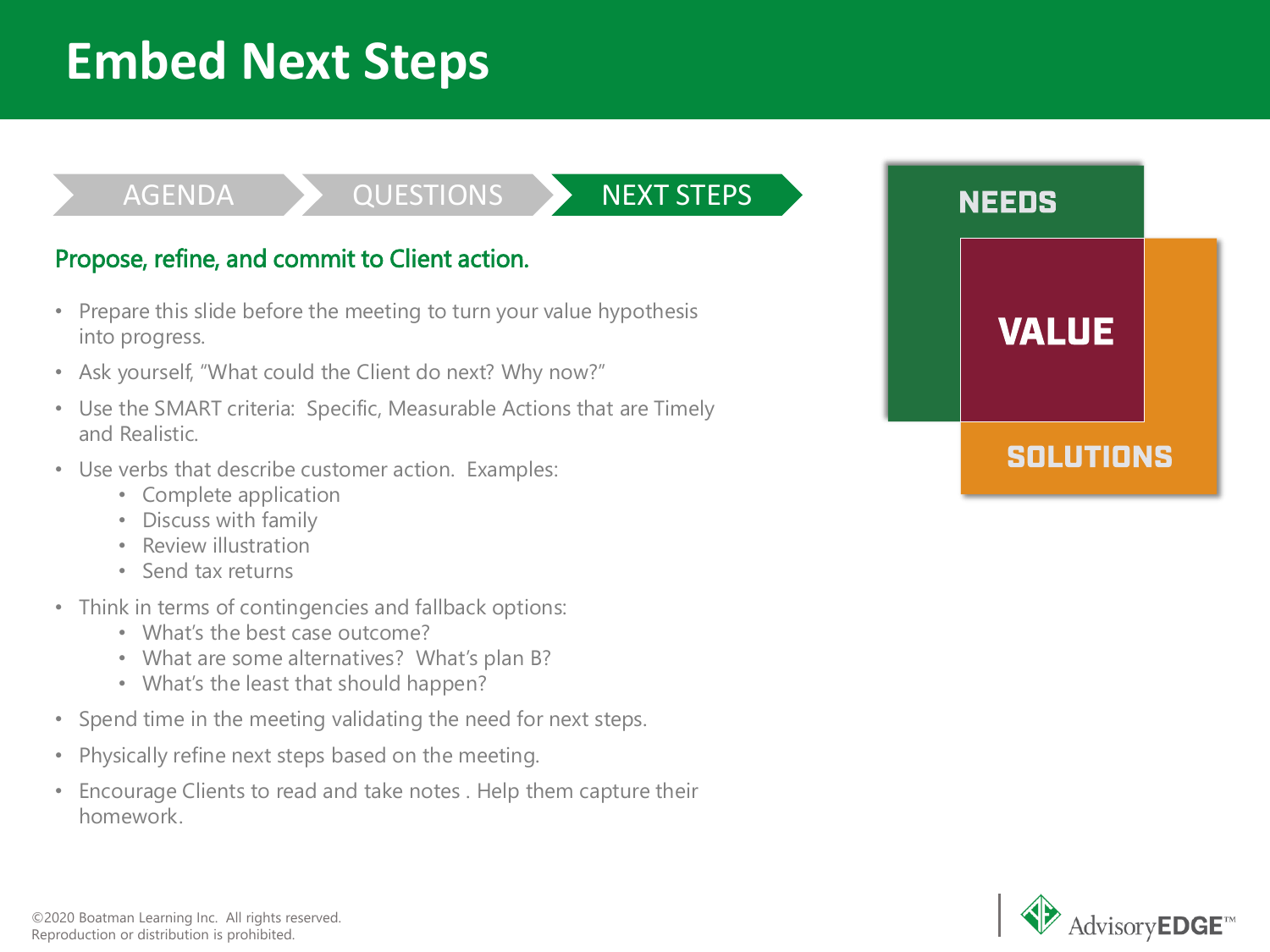# Embed Next Steps

AGENDA | QUESTIONS | NEXT STEPS

## Propose, refine, and commit to Client action.

- Prepare this slide before the meeting to turn your value hypothesis into progress.
- Ask yourself, "What could the Client do next? Why now?"
- Use the SMART criteria: Specific, Measurable Actions that are Timely and Realistic.
- Use verbs that describe customer action. Examples:
  - Complete application
  - Discuss with family
  - Review illustration
  - Send tax returns
- Think in terms of contingencies and fallback options:
  - What's the best case outcome?
  - What are some alternatives? What's plan B?
  - What's the least that should happen?
- Spend time in the meeting validating the need for next steps.
- Physically refine next steps based on the meeting.
- Encourage Clients to read and take notes . Help them capture their homework.

NEEDS

VALUE

SOLUTIONS

©2020 Boatman Learning Inc. All rights reserved.
Reproduction or distribution is prohibited.

AdvisoryEDGE™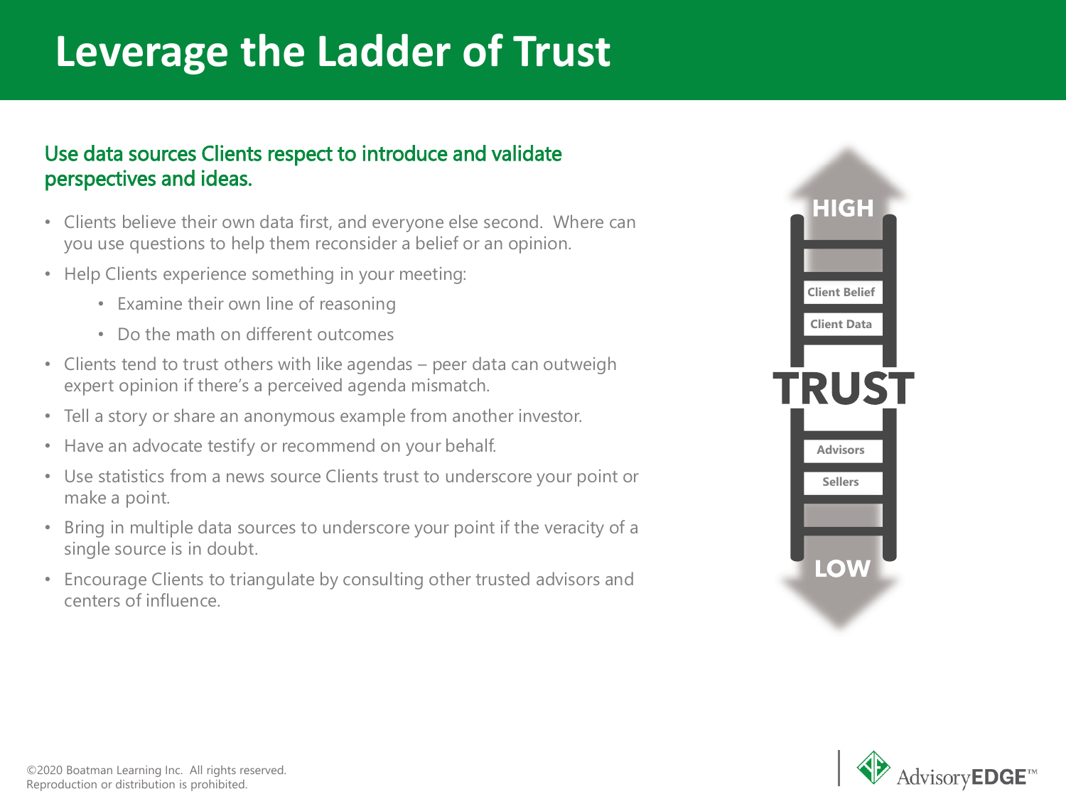# Leverage the Ladder of Trust

## Use data sources Clients respect to introduce and validate perspectives and ideas.

- Clients believe their own data first, and everyone else second. Where can you use questions to help them reconsider a belief or an opinion.
- Help Clients experience something in your meeting:
  - Examine their own line of reasoning
  - Do the math on different outcomes
- Clients tend to trust others with like agendas – peer data can outweigh expert opinion if there's a perceived agenda mismatch.
- Tell a story or share an anonymous example from another investor.
- Have an advocate testify or recommend on your behalf.
- Use statistics from a news source Clients trust to underscore your point or make a point.
- Bring in multiple data sources to underscore your point if the veracity of a single source is in doubt.
- Encourage Clients to triangulate by consulting other trusted advisors and centers of influence.

HIGH

Client Belief

Client Data

TRUST

Advisors

Sellers

LOW

©2020 Boatman Learning Inc. All rights reserved.
Reproduction or distribution is prohibited.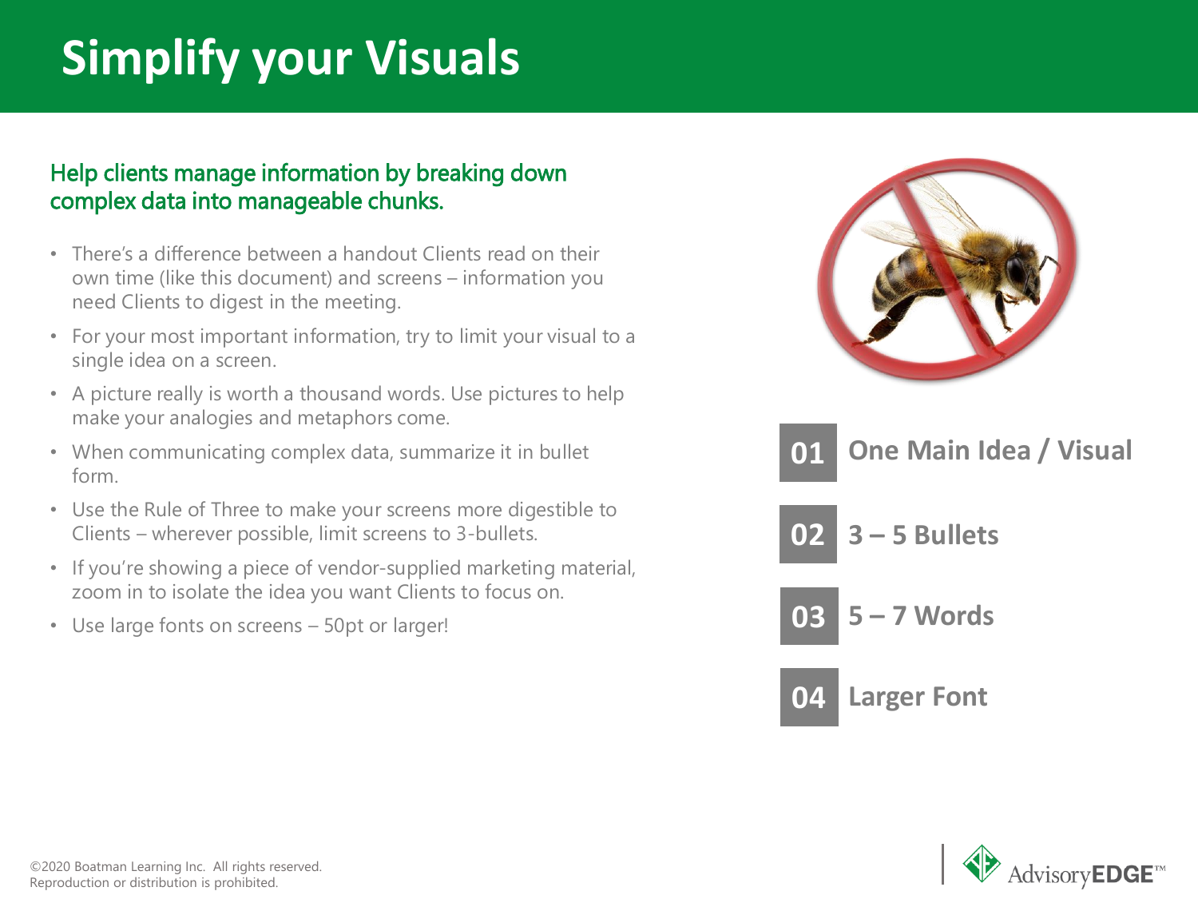# Simplify your Visuals

## Help clients manage information by breaking down complex data into manageable chunks.

- There's a difference between a handout Clients read on their own time (like this document) and screens – information you need Clients to digest in the meeting.
- For your most important information, try to limit your visual to a single idea on a screen.
- A picture really is worth a thousand words. Use pictures to help make your analogies and metaphors come.
- When communicating complex data, summarize it in bullet form.
- Use the Rule of Three to make your screens more digestible to Clients – wherever possible, limit screens to 3-bullets.
- If you're showing a piece of vendor-supplied marketing material, zoom in to isolate the idea you want Clients to focus on.
- Use large fonts on screens – 50pt or larger!

**01** One Main Idea / Visual

**02** 3 – 5 Bullets

**03** 5 – 7 Words

**04** Larger Font

©2020 Boatman Learning Inc. All rights reserved.
Reproduction or distribution is prohibited.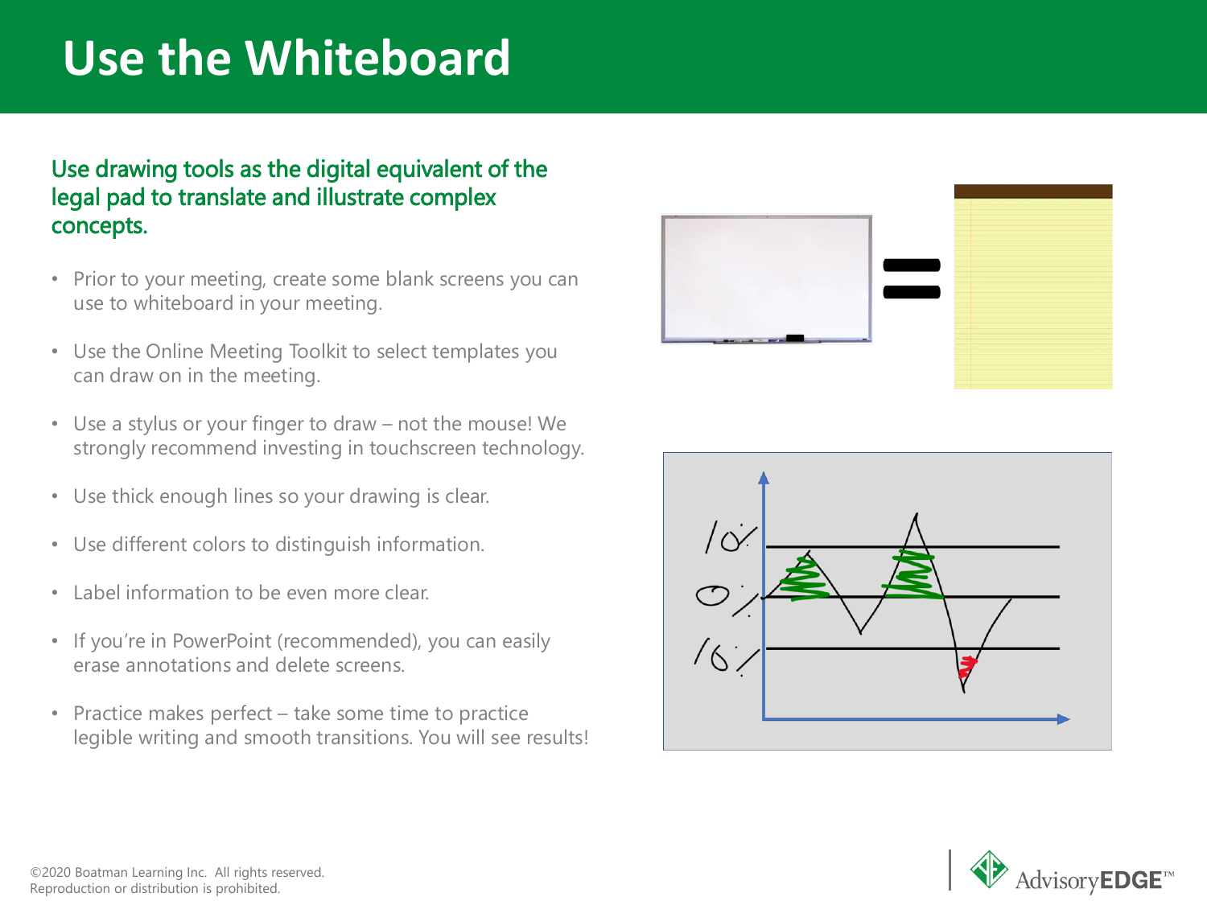# Use the Whiteboard

## Use drawing tools as the digital equivalent of the legal pad to translate and illustrate complex concepts.

- Prior to your meeting, create some blank screens you can use to whiteboard in your meeting.
- Use the Online Meeting Toolkit to select templates you can draw on in the meeting.
- Use a stylus or your finger to draw – not the mouse! We strongly recommend investing in touchscreen technology.
- Use thick enough lines so your drawing is clear.
- Use different colors to distinguish information.
- Label information to be even more clear.
- If you're in PowerPoint (recommended), you can easily erase annotations and delete screens.
- Practice makes perfect – take some time to practice legible writing and smooth transitions. You will see results!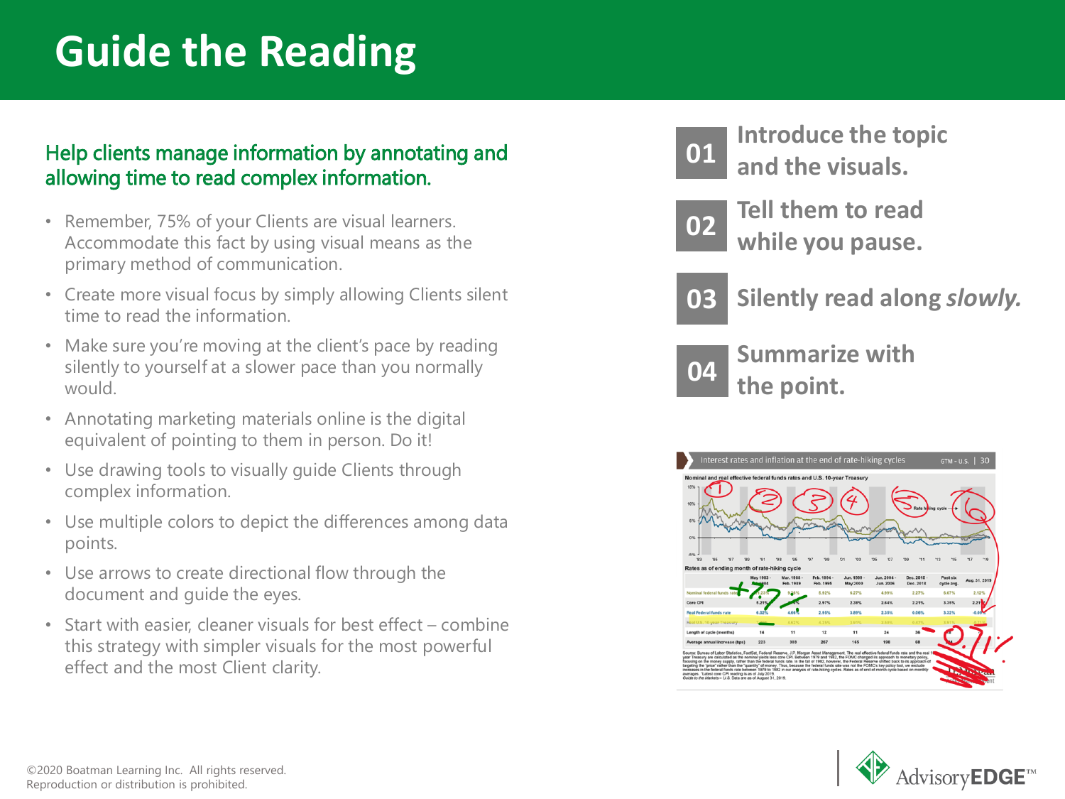# Guide the Reading

## Help clients manage information by annotating and allowing time to read complex information.

- Remember, 75% of your Clients are visual learners. Accommodate this fact by using visual means as the primary method of communication.
- Create more visual focus by simply allowing Clients silent time to read the information.
- Make sure you're moving at the client's pace by reading silently to yourself at a slower pace than you normally would.
- Annotating marketing materials online is the digital equivalent of pointing to them in person. Do it!
- Use drawing tools to visually guide Clients through complex information.
- Use multiple colors to depict the differences among data points.
- Use arrows to create directional flow through the document and guide the eyes.
- Start with easier, cleaner visuals for best effect – combine this strategy with simpler visuals for the most powerful effect and the most Client clarity.

**01** Introduce the topic and the visuals.

**02** Tell them to read while you pause.

**03** Silently read along *slowly.*

**04** Summarize with the point.

©2020 Boatman Learning Inc. All rights reserved.
Reproduction or distribution is prohibited.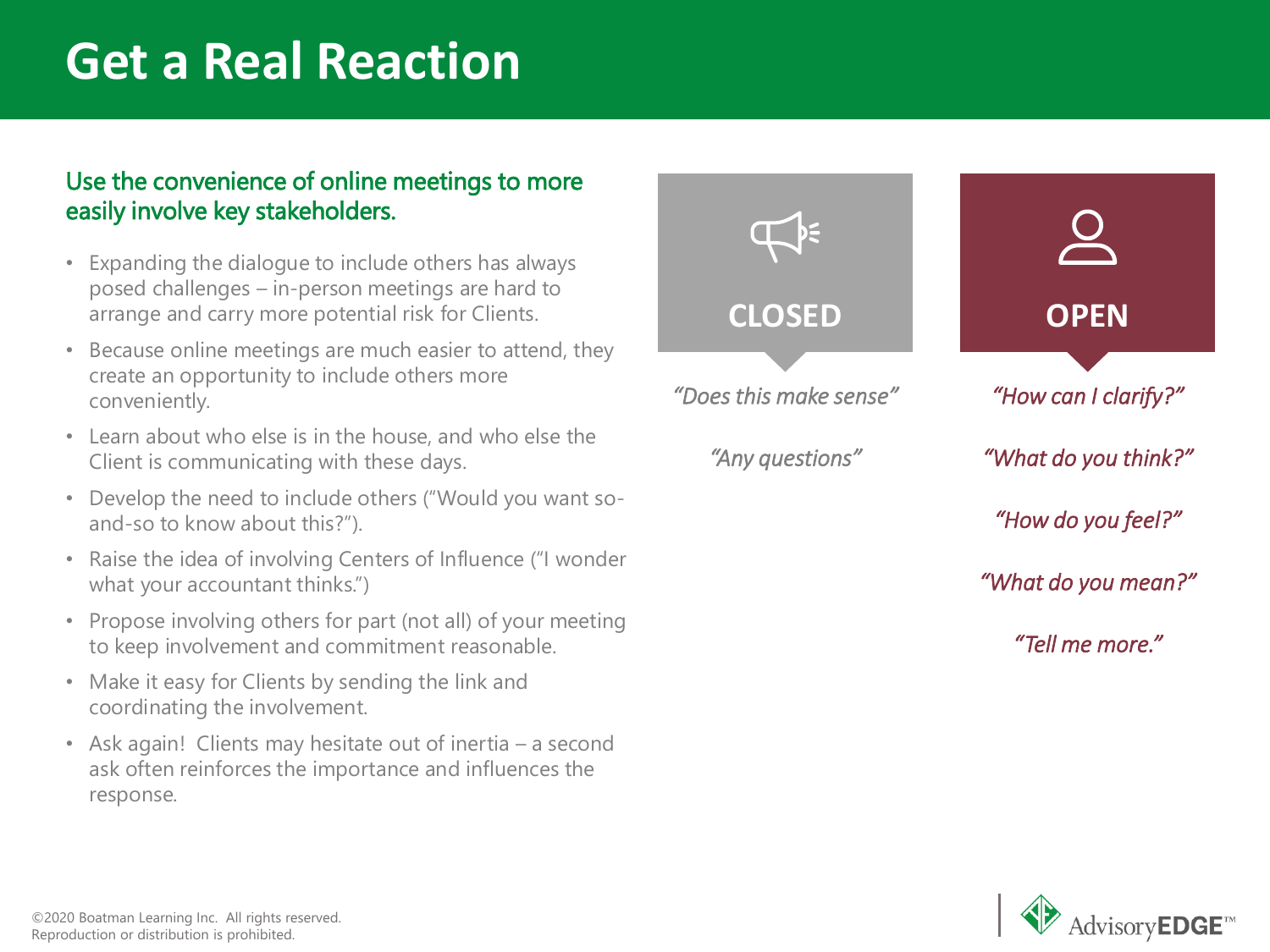# Get a Real Reaction

## Use the convenience of online meetings to more easily involve key stakeholders.

- Expanding the dialogue to include others has always posed challenges – in-person meetings are hard to arrange and carry more potential risk for Clients.
- Because online meetings are much easier to attend, they create an opportunity to include others more conveniently.
- Learn about who else is in the house, and who else the Client is communicating with these days.
- Develop the need to include others ("Would you want so-and-so to know about this?").
- Raise the idea of involving Centers of Influence ("I wonder what your accountant thinks.")
- Propose involving others for part (not all) of your meeting to keep involvement and commitment reasonable.
- Make it easy for Clients by sending the link and coordinating the involvement.
- Ask again! Clients may hesitate out of inertia – a second ask often reinforces the importance and influences the response.

**CLOSED**

*"Does this make sense"*

*"Any questions"*

**OPEN**

*"How can I clarify?"*

*"What do you think?"*

*"How do you feel?"*

*"What do you mean?"*

*"Tell me more."*

©2020 Boatman Learning Inc. All rights reserved.
Reproduction or distribution is prohibited.

AdvisoryEDGE™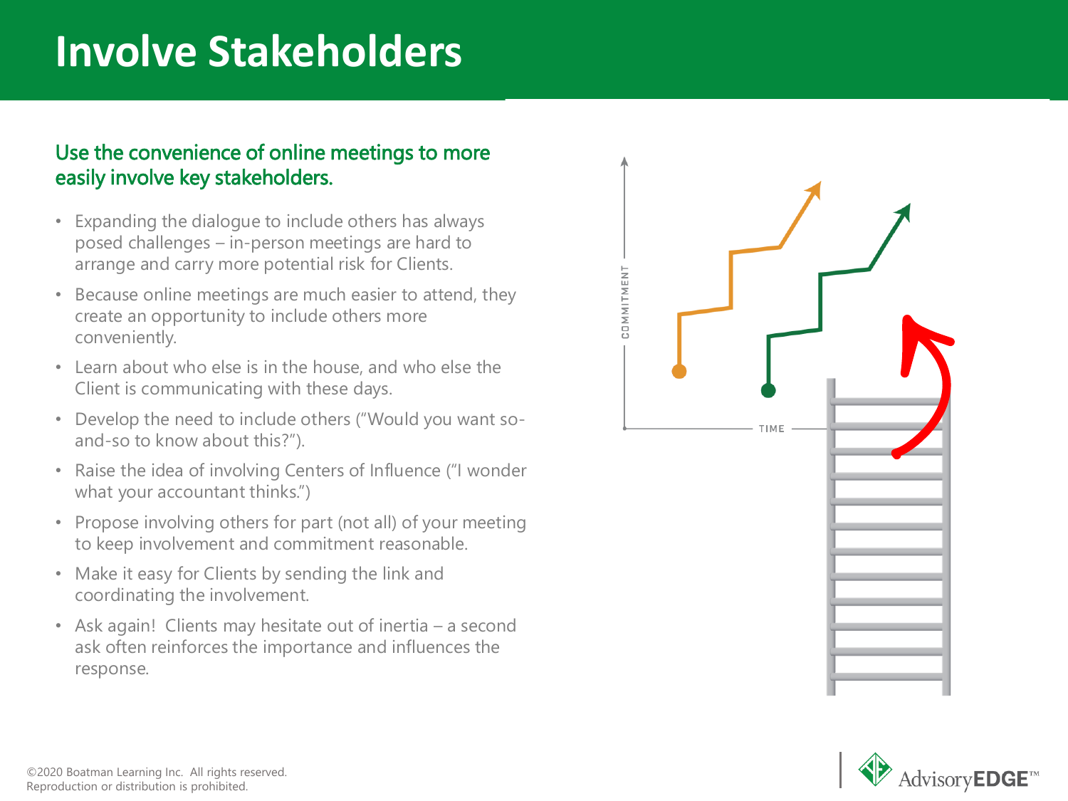# Involve Stakeholders

## Use the convenience of online meetings to more easily involve key stakeholders.

- Expanding the dialogue to include others has always posed challenges – in-person meetings are hard to arrange and carry more potential risk for Clients.
- Because online meetings are much easier to attend, they create an opportunity to include others more conveniently.
- Learn about who else is in the house, and who else the Client is communicating with these days.
- Develop the need to include others ("Would you want so-and-so to know about this?").
- Raise the idea of involving Centers of Influence ("I wonder what your accountant thinks.")
- Propose involving others for part (not all) of your meeting to keep involvement and commitment reasonable.
- Make it easy for Clients by sending the link and coordinating the involvement.
- Ask again! Clients may hesitate out of inertia – a second ask often reinforces the importance and influences the response.

©2020 Boatman Learning Inc. All rights reserved.
Reproduction or distribution is prohibited.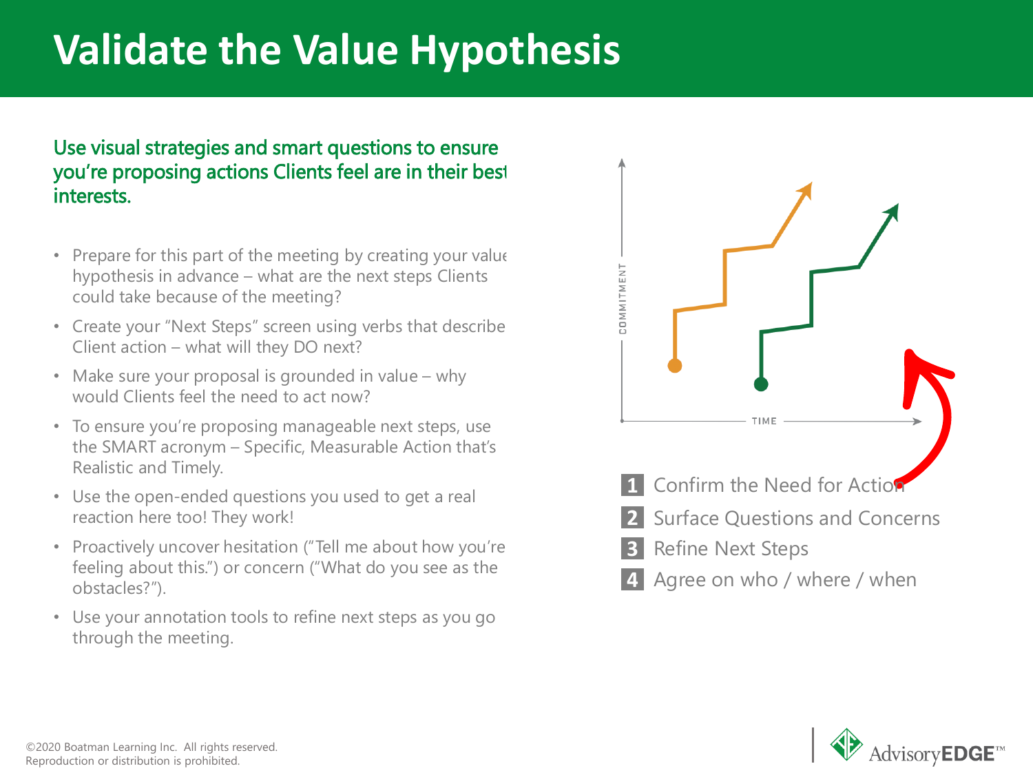# Validate the Value Hypothesis

## Use visual strategies and smart questions to ensure you're proposing actions Clients feel are in their best interests.

- Prepare for this part of the meeting by creating your value hypothesis in advance – what are the next steps Clients could take because of the meeting?
- Create your "Next Steps" screen using verbs that describe Client action – what will they DO next?
- Make sure your proposal is grounded in value – why would Clients feel the need to act now?
- To ensure you're proposing manageable next steps, use the SMART acronym – Specific, Measurable Action that's Realistic and Timely.
- Use the open-ended questions you used to get a real reaction here too! They work!
- Proactively uncover hesitation ("Tell me about how you're feeling about this.") or concern ("What do you see as the obstacles?").
- Use your annotation tools to refine next steps as you go through the meeting.

COMMITMENT

TIME

1. Confirm the Need for Action
2. Surface Questions and Concerns
3. Refine Next Steps
4. Agree on who / where / when

©2020 Boatman Learning Inc. All rights reserved.
Reproduction or distribution is prohibited.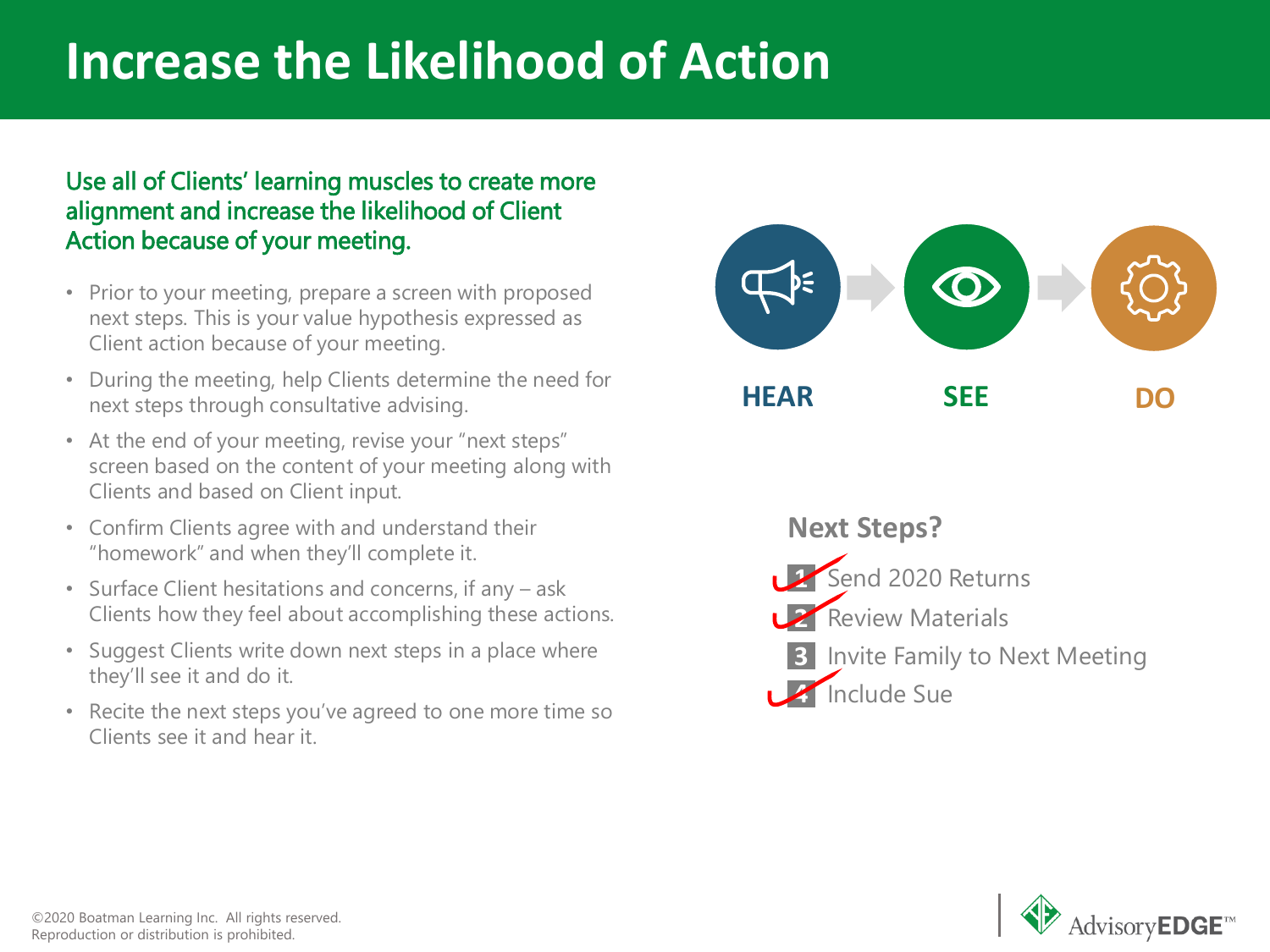# Increase the Likelihood of Action

## Use all of Clients' learning muscles to create more alignment and increase the likelihood of Client Action because of your meeting.

- Prior to your meeting, prepare a screen with proposed next steps. This is your value hypothesis expressed as Client action because of your meeting.
- During the meeting, help Clients determine the need for next steps through consultative advising.
- At the end of your meeting, revise your "next steps" screen based on the content of your meeting along with Clients and based on Client input.
- Confirm Clients agree with and understand their "homework" and when they'll complete it.
- Surface Client hesitations and concerns, if any – ask Clients how they feel about accomplishing these actions.
- Suggest Clients write down next steps in a place where they'll see it and do it.
- Recite the next steps you've agreed to one more time so Clients see it and hear it.

**HEAR** → **SEE** → **DO**

### Next Steps?

1. Send 2020 Returns ✓
2. Review Materials ✓
3. Invite Family to Next Meeting
4. Include Sue ✓

©2020 Boatman Learning Inc. All rights reserved.
Reproduction or distribution is prohibited.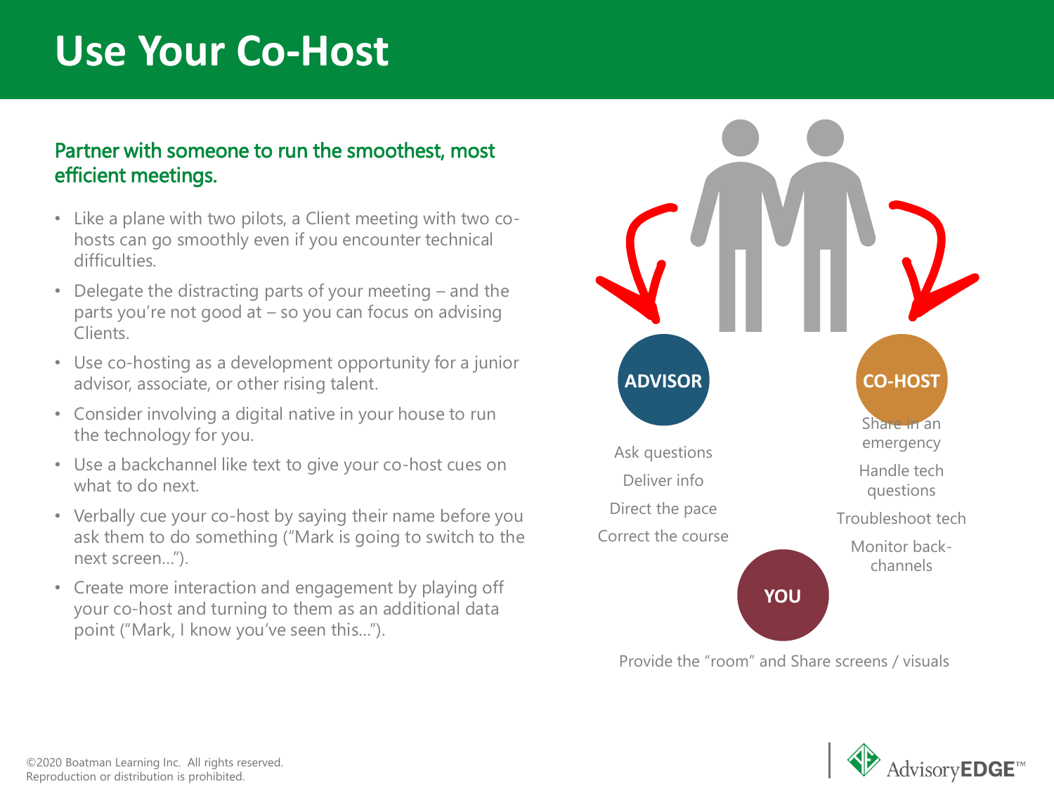# Use Your Co-Host

## Partner with someone to run the smoothest, most efficient meetings.

- Like a plane with two pilots, a Client meeting with two co-hosts can go smoothly even if you encounter technical difficulties.
- Delegate the distracting parts of your meeting – and the parts you're not good at – so you can focus on advising Clients.
- Use co-hosting as a development opportunity for a junior advisor, associate, or other rising talent.
- Consider involving a digital native in your house to run the technology for you.
- Use a backchannel like text to give your co-host cues on what to do next.
- Verbally cue your co-host by saying their name before you ask them to do something ("Mark is going to switch to the next screen…").
- Create more interaction and engagement by playing off your co-host and turning to them as an additional data point ("Mark, I know you've seen this…").

**ADVISOR**

Ask questions

Deliver info

Direct the pace

Correct the course

**CO-HOST**

Share in an emergency

Handle tech questions

Troubleshoot tech

Monitor back-channels

**YOU**

Provide the "room" and Share screens / visuals

©2020 Boatman Learning Inc. All rights reserved.
Reproduction or distribution is prohibited.

AdvisoryEDGE™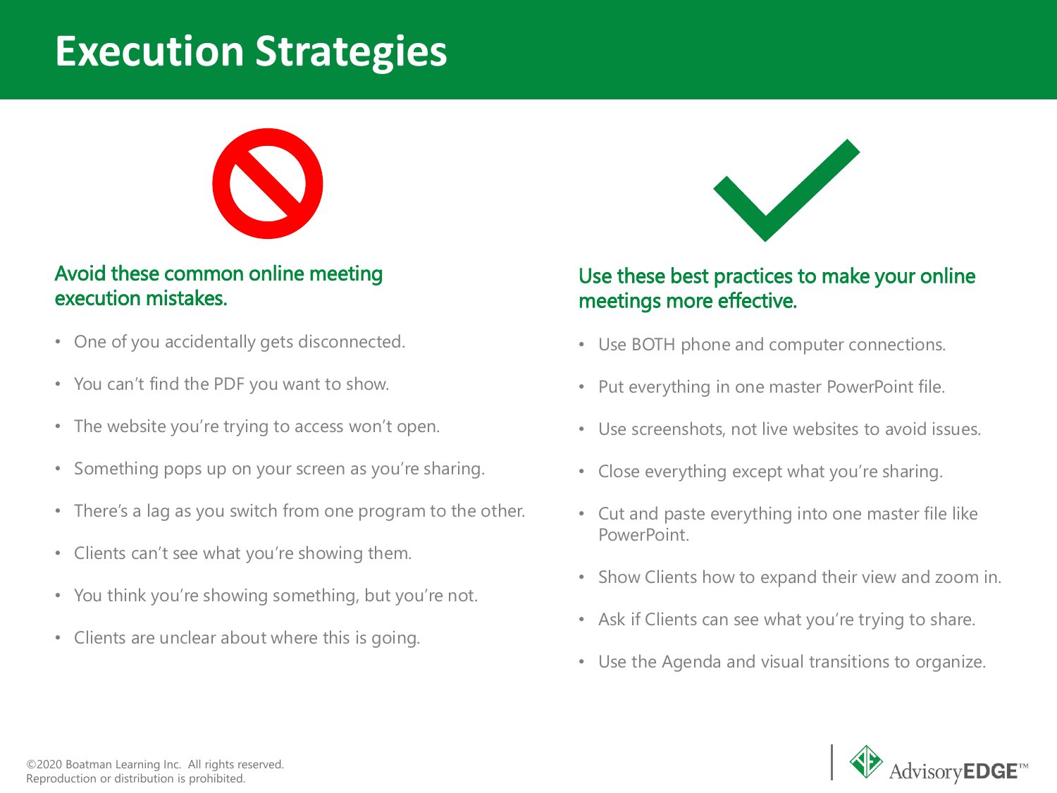# Execution Strategies

### Avoid these common online meeting execution mistakes.

- One of you accidentally gets disconnected.
- You can't find the PDF you want to show.
- The website you're trying to access won't open.
- Something pops up on your screen as you're sharing.
- There's a lag as you switch from one program to the other.
- Clients can't see what you're showing them.
- You think you're showing something, but you're not.
- Clients are unclear about where this is going.

### Use these best practices to make your online meetings more effective.

- Use BOTH phone and computer connections.
- Put everything in one master PowerPoint file.
- Use screenshots, not live websites to avoid issues.
- Close everything except what you're sharing.
- Cut and paste everything into one master file like PowerPoint.
- Show Clients how to expand their view and zoom in.
- Ask if Clients can see what you're trying to share.
- Use the Agenda and visual transitions to organize.

©2020 Boatman Learning Inc. All rights reserved.
Reproduction or distribution is prohibited.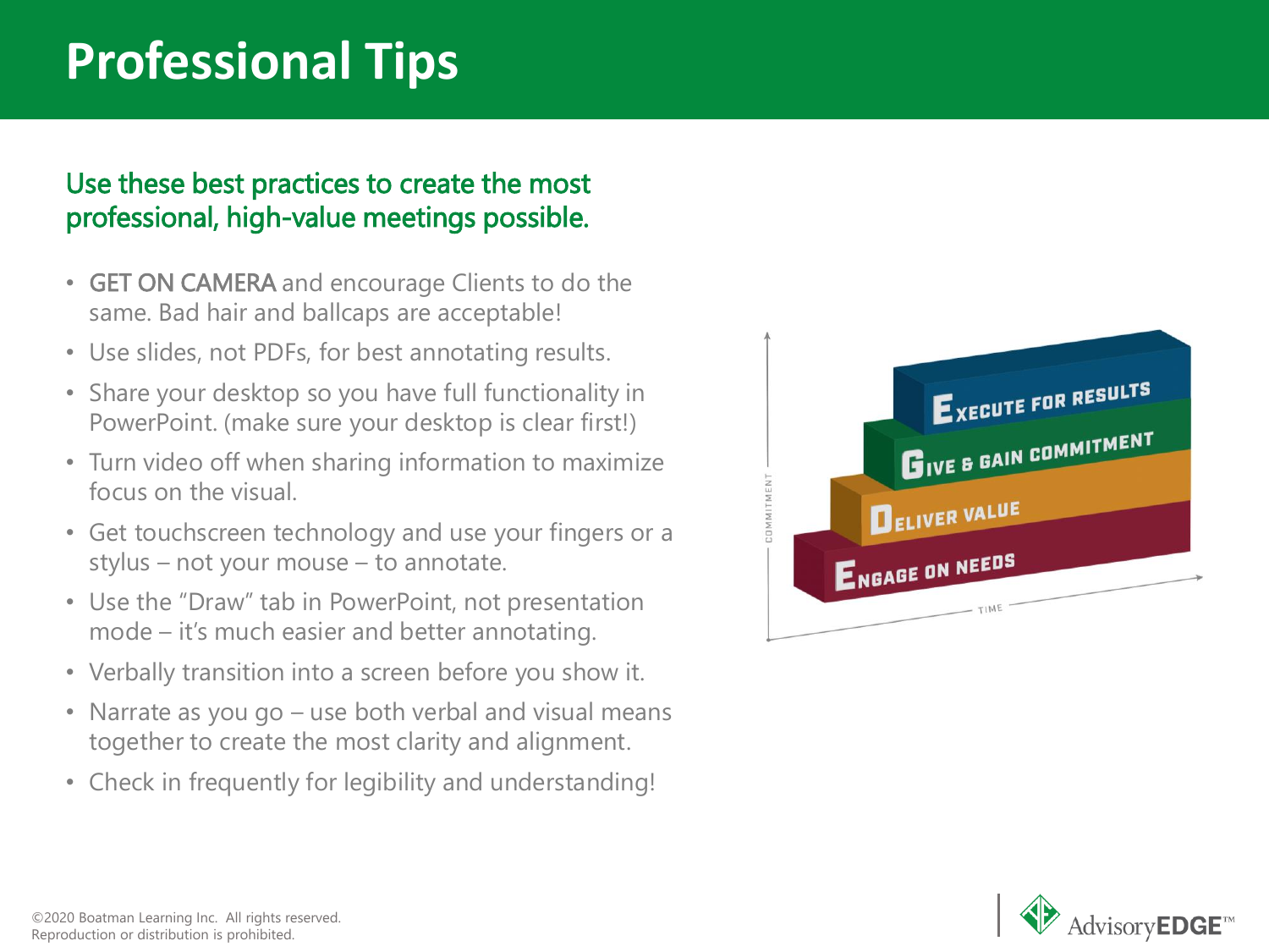# Professional Tips

## Use these best practices to create the most professional, high-value meetings possible.

- GET ON CAMERA and encourage Clients to do the same. Bad hair and ballcaps are acceptable!
- Use slides, not PDFs, for best annotating results.
- Share your desktop so you have full functionality in PowerPoint. (make sure your desktop is clear first!)
- Turn video off when sharing information to maximize focus on the visual.
- Get touchscreen technology and use your fingers or a stylus – not your mouse – to annotate.
- Use the "Draw" tab in PowerPoint, not presentation mode – it's much easier and better annotating.
- Verbally transition into a screen before you show it.
- Narrate as you go – use both verbal and visual means together to create the most clarity and alignment.
- Check in frequently for legibility and understanding!

EXECUTE FOR RESULTS
GIVE & GAIN COMMITMENT
DELIVER VALUE
ENGAGE ON NEEDS
COMMITMENT
TIME

©2020 Boatman Learning Inc. All rights reserved.
Reproduction or distribution is prohibited.